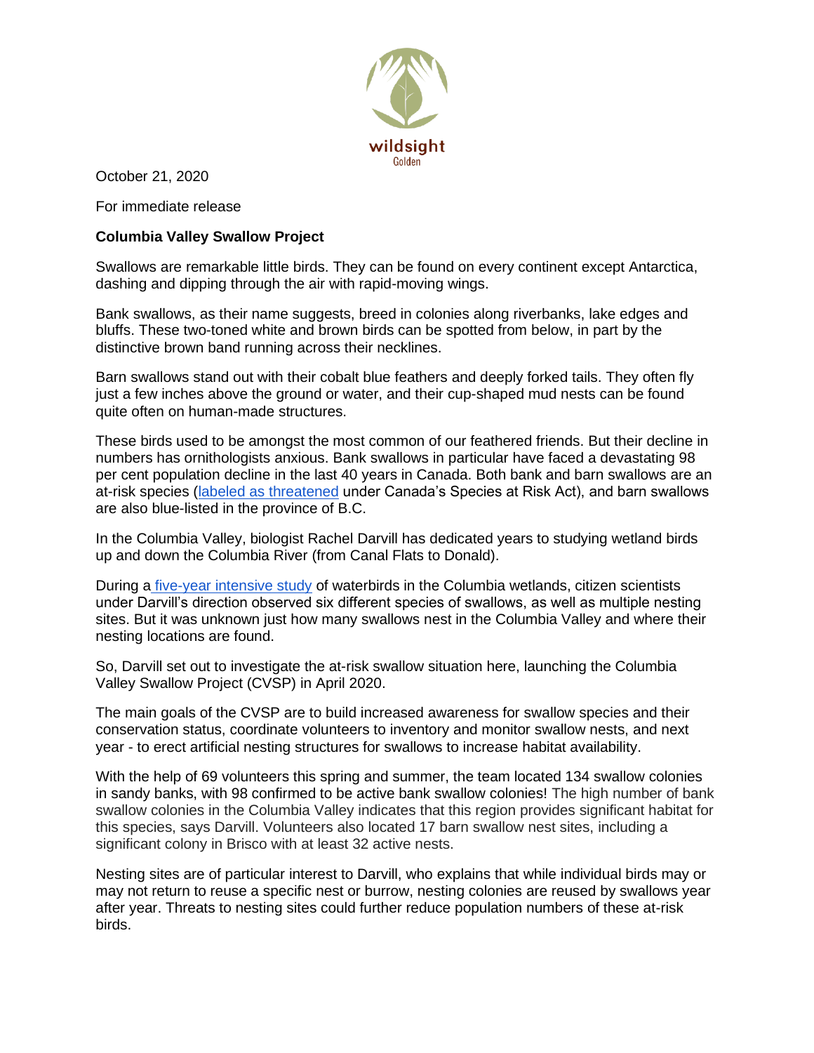wildsight
Golden

October 21, 2020

For immediate release

**Columbia Valley Swallow Project**

Swallows are remarkable little birds. They can be found on every continent except Antarctica, dashing and dipping through the air with rapid-moving wings.

Bank swallows, as their name suggests, breed in colonies along riverbanks, lake edges and bluffs. These two-toned white and brown birds can be spotted from below, in part by the distinctive brown band running across their necklines.

Barn swallows stand out with their cobalt blue feathers and deeply forked tails. They often fly just a few inches above the ground or water, and their cup-shaped mud nests can be found quite often on human-made structures.

These birds used to be amongst the most common of our feathered friends. But their decline in numbers has ornithologists anxious. Bank swallows in particular have faced a devastating 98 per cent population decline in the last 40 years in Canada. Both bank and barn swallows are an at-risk species (labeled as threatened under Canada's Species at Risk Act), and barn swallows are also blue-listed in the province of B.C.

In the Columbia Valley, biologist Rachel Darvill has dedicated years to studying wetland birds up and down the Columbia River (from Canal Flats to Donald).

During a five-year intensive study of waterbirds in the Columbia wetlands, citizen scientists under Darvill's direction observed six different species of swallows, as well as multiple nesting sites. But it was unknown just how many swallows nest in the Columbia Valley and where their nesting locations are found.

So, Darvill set out to investigate the at-risk swallow situation here, launching the Columbia Valley Swallow Project (CVSP) in April 2020.

The main goals of the CVSP are to build increased awareness for swallow species and their conservation status, coordinate volunteers to inventory and monitor swallow nests, and next year - to erect artificial nesting structures for swallows to increase habitat availability.

With the help of 69 volunteers this spring and summer, the team located 134 swallow colonies in sandy banks, with 98 confirmed to be active bank swallow colonies! The high number of bank swallow colonies in the Columbia Valley indicates that this region provides significant habitat for this species, says Darvill. Volunteers also located 17 barn swallow nest sites, including a significant colony in Brisco with at least 32 active nests.

Nesting sites are of particular interest to Darvill, who explains that while individual birds may or may not return to reuse a specific nest or burrow, nesting colonies are reused by swallows year after year. Threats to nesting sites could further reduce population numbers of these at-risk birds.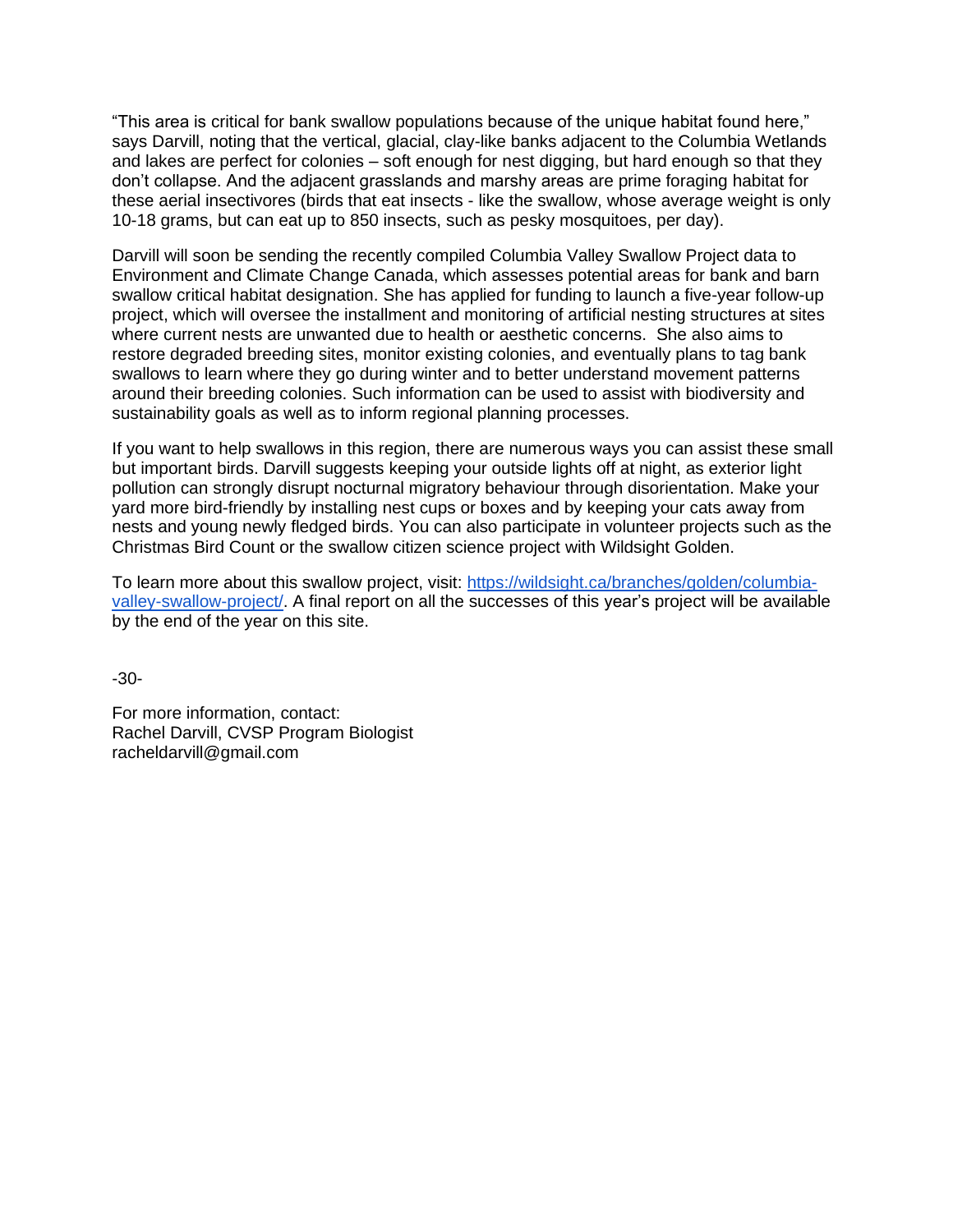“This area is critical for bank swallow populations because of the unique habitat found here,” says Darvill, noting that the vertical, glacial, clay-like banks adjacent to the Columbia Wetlands and lakes are perfect for colonies – soft enough for nest digging, but hard enough so that they don’t collapse. And the adjacent grasslands and marshy areas are prime foraging habitat for these aerial insectivores (birds that eat insects - like the swallow, whose average weight is only 10-18 grams, but can eat up to 850 insects, such as pesky mosquitoes, per day).

Darvill will soon be sending the recently compiled Columbia Valley Swallow Project data to Environment and Climate Change Canada, which assesses potential areas for bank and barn swallow critical habitat designation. She has applied for funding to launch a five-year follow-up project, which will oversee the installment and monitoring of artificial nesting structures at sites where current nests are unwanted due to health or aesthetic concerns. She also aims to restore degraded breeding sites, monitor existing colonies, and eventually plans to tag bank swallows to learn where they go during winter and to better understand movement patterns around their breeding colonies. Such information can be used to assist with biodiversity and sustainability goals as well as to inform regional planning processes.

If you want to help swallows in this region, there are numerous ways you can assist these small but important birds. Darvill suggests keeping your outside lights off at night, as exterior light pollution can strongly disrupt nocturnal migratory behaviour through disorientation. Make your yard more bird-friendly by installing nest cups or boxes and by keeping your cats away from nests and young newly fledged birds. You can also participate in volunteer projects such as the Christmas Bird Count or the swallow citizen science project with Wildsight Golden.

To learn more about this swallow project, visit: [https://wildsight.ca/branches/golden/columbia-valley-swallow-project/](https://wildsight.ca/branches/golden/columbia-valley-swallow-project/). A final report on all the successes of this year’s project will be available by the end of the year on this site.

-30-

For more information, contact:
Rachel Darvill, CVSP Program Biologist
racheldarvill@gmail.com